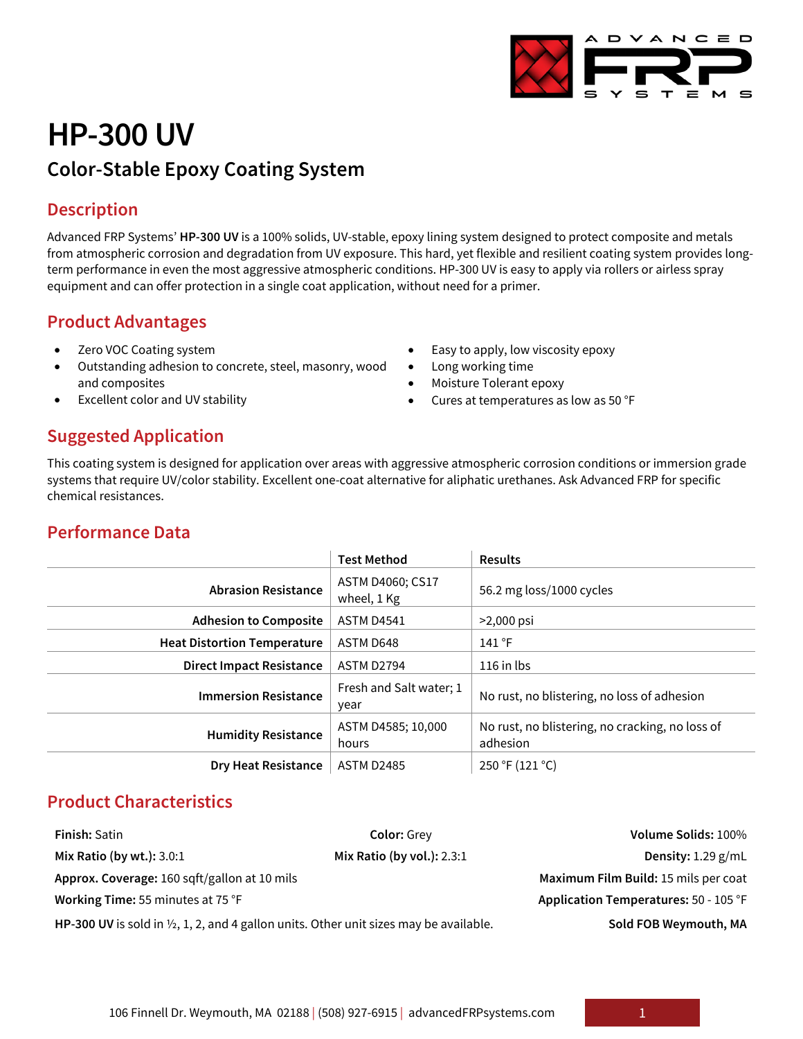# HP-300 UV

## Color-Stable Epoxy Coating System

## Description

Advanced FRP Systems' **HP-300 UV** is a 100% solids, UV-stable, epoxy lining system designed to protect composite and metals from atmospheric corrosion and degradation from UV exposure. This hard, yet flexible and resilient coating system provides long-term performance in even the most aggressive atmospheric conditions. HP-300 UV is easy to apply via rollers or airless spray equipment and can offer protection in a single coat application, without need for a primer.

## Product Advantages

- Zero VOC Coating system
- Outstanding adhesion to concrete, steel, masonry, wood and composites
- Excellent color and UV stability
- Easy to apply, low viscosity epoxy
- Long working time
- Moisture Tolerant epoxy
- Cures at temperatures as low as 50 °F

## Suggested Application

This coating system is designed for application over areas with aggressive atmospheric corrosion conditions or immersion grade systems that require UV/color stability. Excellent one-coat alternative for aliphatic urethanes. Ask Advanced FRP for specific chemical resistances.

## Performance Data

| | Test Method | Results |
|---|---|---|
| **Abrasion Resistance** | ASTM D4060; CS17 wheel, 1 Kg | 56.2 mg loss/1000 cycles |
| **Adhesion to Composite** | ASTM D4541 | >2,000 psi |
| **Heat Distortion Temperature** | ASTM D648 | 141 °F |
| **Direct Impact Resistance** | ASTM D2794 | 116 in lbs |
| **Immersion Resistance** | Fresh and Salt water; 1 year | No rust, no blistering, no loss of adhesion |
| **Humidity Resistance** | ASTM D4585; 10,000 hours | No rust, no blistering, no cracking, no loss of adhesion |
| **Dry Heat Resistance** | ASTM D2485 | 250 °F (121 °C) |

## Product Characteristics

**Finish:** Satin
**Color:** Grey
**Volume Solids:** 100%
**Mix Ratio (by wt.):** 3.0:1
**Mix Ratio (by vol.):** 2.3:1
**Density:** 1.29 g/mL
**Approx. Coverage:** 160 sqft/gallon at 10 mils
**Maximum Film Build:** 15 mils per coat
**Working Time:** 55 minutes at 75 °F
**Application Temperatures:** 50 - 105 °F

**HP-300 UV** is sold in ½, 1, 2, and 4 gallon units. Other unit sizes may be available.

**Sold FOB Weymouth, MA**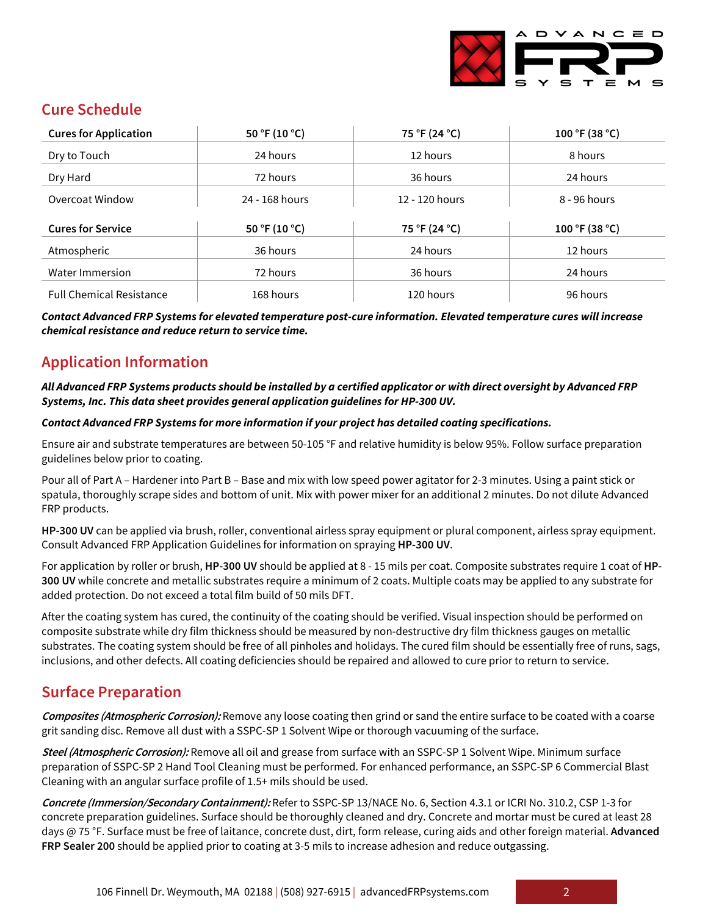## Cure Schedule

| Cures for Application | 50 °F (10 °C) | 75 °F (24 °C) | 100 °F (38 °C) |
|---|---|---|---|
| Dry to Touch | 24 hours | 12 hours | 8 hours |
| Dry Hard | 72 hours | 36 hours | 24 hours |
| Overcoat Window | 24 - 168 hours | 12 - 120 hours | 8 - 96 hours |
| **Cures for Service** | **50 °F (10 °C)** | **75 °F (24 °C)** | **100 °F (38 °C)** |
| Atmospheric | 36 hours | 24 hours | 12 hours |
| Water Immersion | 72 hours | 36 hours | 24 hours |
| Full Chemical Resistance | 168 hours | 120 hours | 96 hours |

***Contact Advanced FRP Systems for elevated temperature post-cure information. Elevated temperature cures will increase chemical resistance and reduce return to service time.***

## Application Information

***All Advanced FRP Systems products should be installed by a certified applicator or with direct oversight by Advanced FRP Systems, Inc. This data sheet provides general application guidelines for HP-300 UV.***

***Contact Advanced FRP Systems for more information if your project has detailed coating specifications.***

Ensure air and substrate temperatures are between 50-105 °F and relative humidity is below 95%. Follow surface preparation guidelines below prior to coating.

Pour all of Part A – Hardener into Part B – Base and mix with low speed power agitator for 2-3 minutes. Using a paint stick or spatula, thoroughly scrape sides and bottom of unit. Mix with power mixer for an additional 2 minutes. Do not dilute Advanced FRP products.

**HP-300 UV** can be applied via brush, roller, conventional airless spray equipment or plural component, airless spray equipment. Consult Advanced FRP Application Guidelines for information on spraying **HP-300 UV**.

For application by roller or brush, **HP-300 UV** should be applied at 8 - 15 mils per coat. Composite substrates require 1 coat of **HP-300 UV** while concrete and metallic substrates require a minimum of 2 coats. Multiple coats may be applied to any substrate for added protection. Do not exceed a total film build of 50 mils DFT.

After the coating system has cured, the continuity of the coating should be verified. Visual inspection should be performed on composite substrate while dry film thickness should be measured by non-destructive dry film thickness gauges on metallic substrates. The coating system should be free of all pinholes and holidays. The cured film should be essentially free of runs, sags, inclusions, and other defects. All coating deficiencies should be repaired and allowed to cure prior to return to service.

## Surface Preparation

***Composites (Atmospheric Corrosion):*** Remove any loose coating then grind or sand the entire surface to be coated with a coarse grit sanding disc. Remove all dust with a SSPC-SP 1 Solvent Wipe or thorough vacuuming of the surface.

***Steel (Atmospheric Corrosion):*** Remove all oil and grease from surface with an SSPC-SP 1 Solvent Wipe. Minimum surface preparation of SSPC-SP 2 Hand Tool Cleaning must be performed. For enhanced performance, an SSPC-SP 6 Commercial Blast Cleaning with an angular surface profile of 1.5+ mils should be used.

***Concrete (Immersion/Secondary Containment):*** Refer to SSPC-SP 13/NACE No. 6, Section 4.3.1 or ICRI No. 310.2, CSP 1-3 for concrete preparation guidelines. Surface should be thoroughly cleaned and dry. Concrete and mortar must be cured at least 28 days @ 75 °F. Surface must be free of laitance, concrete dust, dirt, form release, curing aids and other foreign material. **Advanced FRP Sealer 200** should be applied prior to coating at 3-5 mils to increase adhesion and reduce outgassing.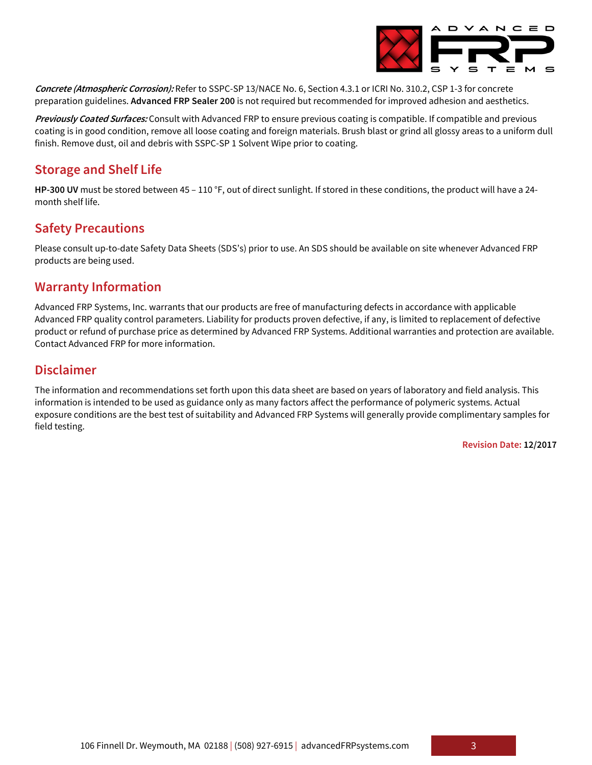***Concrete (Atmospheric Corrosion):*** Refer to SSPC-SP 13/NACE No. 6, Section 4.3.1 or ICRI No. 310.2, CSP 1-3 for concrete preparation guidelines. **Advanced FRP Sealer 200** is not required but recommended for improved adhesion and aesthetics.

***Previously Coated Surfaces:*** Consult with Advanced FRP to ensure previous coating is compatible. If compatible and previous coating is in good condition, remove all loose coating and foreign materials. Brush blast or grind all glossy areas to a uniform dull finish. Remove dust, oil and debris with SSPC-SP 1 Solvent Wipe prior to coating.

## Storage and Shelf Life

**HP-300 UV** must be stored between 45 – 110 °F, out of direct sunlight. If stored in these conditions, the product will have a 24-month shelf life.

## Safety Precautions

Please consult up-to-date Safety Data Sheets (SDS's) prior to use. An SDS should be available on site whenever Advanced FRP products are being used.

## Warranty Information

Advanced FRP Systems, Inc. warrants that our products are free of manufacturing defects in accordance with applicable Advanced FRP quality control parameters. Liability for products proven defective, if any, is limited to replacement of defective product or refund of purchase price as determined by Advanced FRP Systems. Additional warranties and protection are available. Contact Advanced FRP for more information.

## Disclaimer

The information and recommendations set forth upon this data sheet are based on years of laboratory and field analysis. This information is intended to be used as guidance only as many factors affect the performance of polymeric systems. Actual exposure conditions are the best test of suitability and Advanced FRP Systems will generally provide complimentary samples for field testing.

**Revision Date: 12/2017**

106 Finnell Dr. Weymouth, MA 02188 | (508) 927-6915 | advancedFRPsystems.com